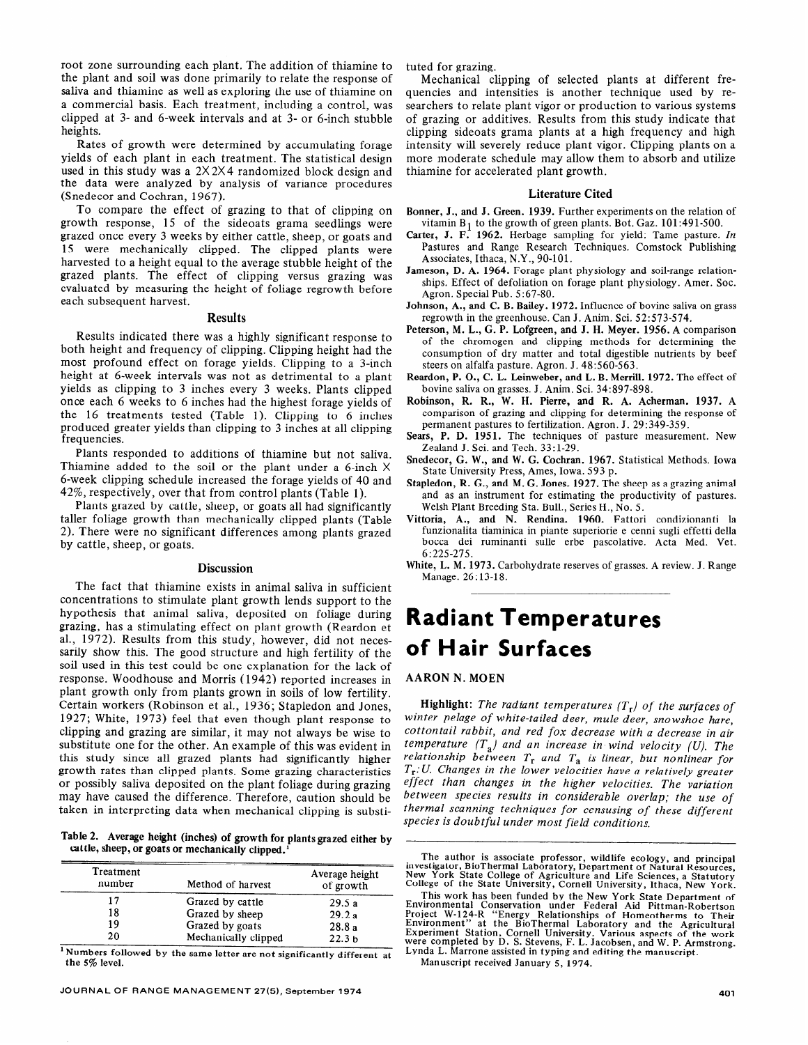root zone surrounding each plant. The addition of thiamine to the plant and soil was done primarily to relate the response of saliva and thiamine as well as exploring the use of thiamine on a commercial basis. Each treatment, including a control, was clipped at 3- and 6-week intervals and at 3- or 6-inch stubble heights.

Rates of growth were determined by accumulating forage yields of each plant in each treatment. The statistical design used in this study was a 2X2X4 randomized block design and the data were analyzed by analysis of variance procedures (Snedecor and Cochran, 1967).

To compare the effect of grazing to that of clipping on growth response, 15 of the sideoats grama seedlings were grazed once every 3 weeks by either cattle, sheep, or goats and 15 were mechanically clipped. The clipped plants were harvested to a height equal to the average stubble height of the grazed plants. The effect of clipping versus grazing was evaluated by measuring the height of foliage regrowth before each subsequent harvest.

## Results

Results indicated there was a highly significant response to both height and frequency of clipping. Clipping height had the most profound effect on forage yields. Clipping to a 3-inch height at 6-week intervals was not as detrimental to a plant yields as clipping to 3 inches every 3 weeks. Plants clipped once each 6 weeks to 6 inches had the highest forage yields of the 16 treatments tested (Table 1). Clipping to 6 inches produced greater yields than clipping to 3 inches at all clipping frequencies.

Plants responded to additions of thiamine but not saliva. Thiamine added to the soil or the plant under a 6-inch X 6-week clipping schedule increased the forage yields of 40 and 42%, respectively, over that from control plants (Table 1).

Plants grazed by cattle, sheep, or goats all had significantly taller foliage growth than mechanically clipped plants (Table 2). There were no significant differences among plants grazed by cattle, sheep, or goats.

## Discussion

The fact that thiamine exists in animal saliva in sufficient concentrations to stimulate plant growth lends support to the hypothesis that animal saliva, deposited on foliage during grazing, has a stimulating effect on plant growth (Reardon et al., 1972). Results from this study, however, did not necessarily show this. The good structure and high fertility of the soil used in this test could be one explanation for the lack of response. Woodhouse and Morris (1942) reported increases in plant growth only from plants grown in soils of low fertility. Certain workers (Robinson et al., 1936; Stapledon and Jones, 1927; White, 1973) feel that even though plant response to clipping and grazing are similar, it may not always be wise to substitute one for the other. An example of this was evident in this study since all grazed plants had significantly higher growth rates than clipped plants. Some grazing characteristics or possibly saliva deposited on the plant foliage during grazing may have caused the difference. Therefore, caution should be taken in interpreting data when mechanical clipping is substituted for grazing.

Mechanical clipping of selected plants at different frequencies and intensities is another technique used by researchers to relate plant vigor or production to various systems of grazing or additives. Results from this study indicate that clipping sideoats grama plants at a high frequency and high intensity will severely reduce plant vigor. Clipping plants on a more moderate schedule may allow them to absorb and utilize thiamine for accelerated plant growth.

**Table 2. Average height (inches) of growth for plants grazed either by cattle, sheep, or goats or mechanically clipped.**[1]

| Treatment number | Method of harvest | Average height of growth |
|---|---|---|
| 17 | Grazed by cattle | 29.5 a |
| 18 | Grazed by sheep | 29.2 a |
| 19 | Grazed by goats | 28.8 a |
| 20 | Mechanically clipped | 22.3 b |

[1] Numbers followed by the same letter are not significantly different at the 5% level.

## Literature Cited

Bonner, J., and J. Green. 1939. Further experiments on the relation of vitamin $B_1$ to the growth of green plants. Bot. Gaz. 101:491-500.

Carter, J. F. 1962. Herbage sampling for yield: Tame pasture. *In* Pastures and Range Research Techniques. Comstock Publishing Associates, Ithaca, N.Y., 90-101.

Jameson, D. A. 1964. Forage plant physiology and soil-range relationships. Effect of defoliation on forage plant physiology. Amer. Soc. Agron. Special Pub. 5:67-80.

Johnson, A., and C. B. Bailey. 1972. Influence of bovine saliva on grass regrowth in the greenhouse. Can J. Anim. Sci. 52:573-574.

Peterson, M. L., G. P. Lofgreen, and J. H. Meyer. 1956. A comparison of the chromogen and clipping methods for determining the consumption of dry matter and total digestible nutrients by beef steers on alfalfa pasture. Agron. J. 48:560-563.

Reardon, P. O., C. L. Leinweber, and L. B. Merrill. 1972. The effect of bovine saliva on grasses. J. Anim. Sci. 34:897-898.

Robinson, R. R., W. H. Pierre, and R. A. Acherman. 1937. A comparison of grazing and clipping for determining the response of permanent pastures to fertilization. Agron. J. 29:349-359.

Sears, P. D. 1951. The techniques of pasture measurement. New Zealand J. Sci. and Tech. 33:1-29.

Snedecor, G. W., and W. G. Cochran. 1967. Statistical Methods. Iowa State University Press, Ames, Iowa. 593 p.

Stapledon, R. G., and M. G. Jones. 1927. The sheep as a grazing animal and as an instrument for estimating the productivity of pastures. Welsh Plant Breeding Sta. Bull., Series H., No. 5.

Vittoria, A., and N. Rendina. 1960. Fattori condizionanti la funzionalita tiaminica in piante superiorie e cenni sugli effetti della bocca dei ruminanti sulle erbe pascolative. Acta Med. Vet. 6:225-275.

White, L. M. 1973. Carbohydrate reserves of grasses. A review. J. Range Manage. 26:13-18.

# Radiant Temperatures of Hair Surfaces

AARON N. MOEN

**Highlight:** *The radiant temperatures ($T_r$) of the surfaces of winter pelage of white-tailed deer, mule deer, snowshoe hare, cottontail rabbit, and red fox decrease with a decrease in air temperature ($T_a$) and an increase in wind velocity (U). The relationship between $T_r$ and $T_a$ is linear, but nonlinear for $T_r$:U. Changes in the lower velocities have a relatively greater effect than changes in the higher velocities. The variation between species results in considerable overlap; the use of thermal scanning techniques for censusing of these different species is doubtful under most field conditions.*

The author is associate professor, wildlife ecology, and principal investigator, BioThermal Laboratory, Department of Natural Resources, New York State College of Agriculture and Life Sciences, a Statutory College of the State University, Cornell University, Ithaca, New York.

This work has been funded by the New York State Department of Environmental Conservation under Federal Aid Pittman-Robertson Project W-124-R "Energy Relationships of Homeotherms to Their Environment" at the BioThermal Laboratory and the Agricultural Experiment Station, Cornell University. Various aspects of the work were completed by D. S. Stevens, F. L. Jacobsen, and W. P. Armstrong. Lynda L. Marrone assisted in typing and editing the manuscript.

Manuscript received January 5, 1974.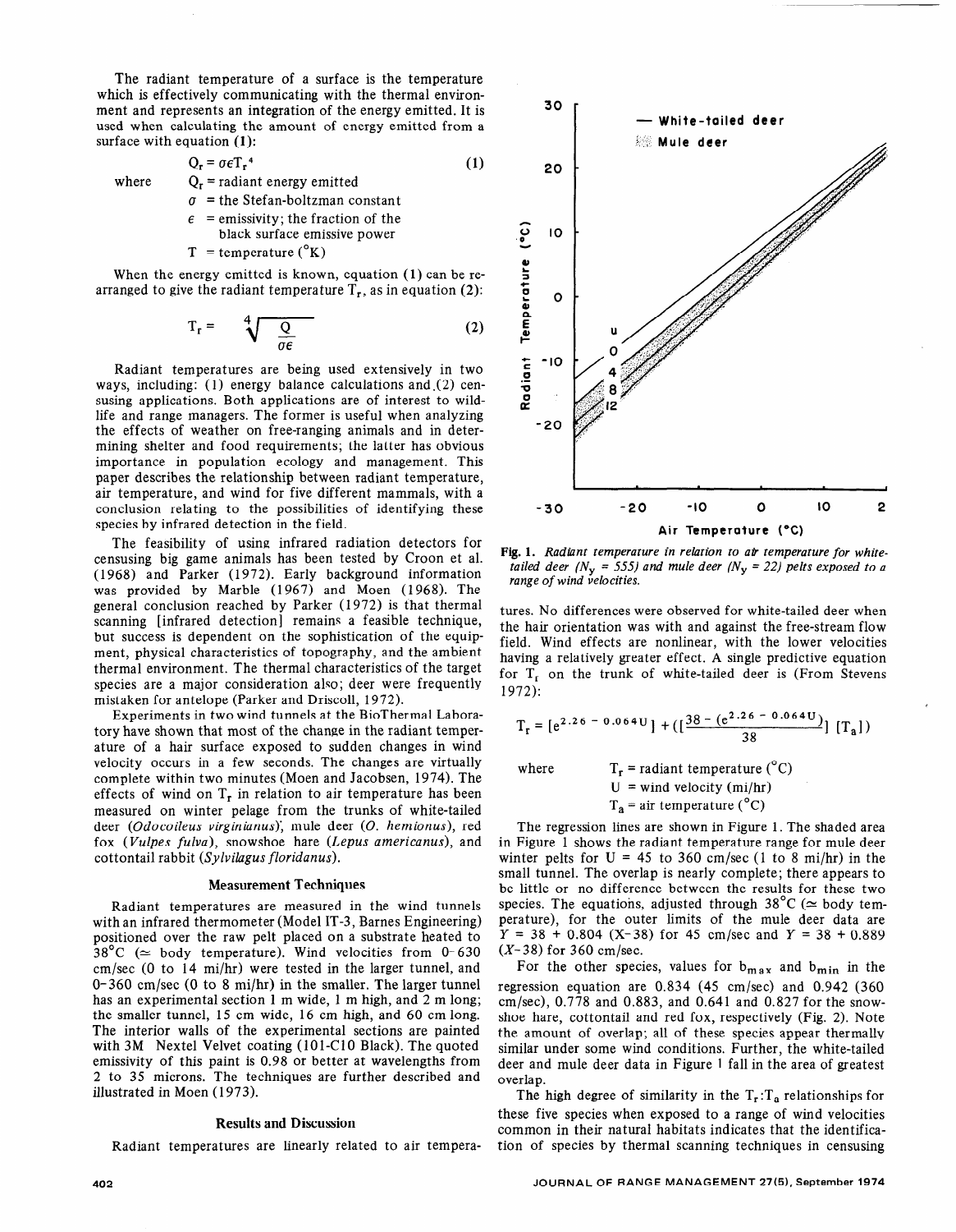The radiant temperature of a surface is the temperature which is effectively communicating with the thermal environment and represents an integration of the energy emitted. It is used when calculating the amount of energy emitted from a surface with equation (1):

$$Q_r = \sigma \epsilon T_r{}^4 \quad (1)$$

where
- $Q_r$ = radiant energy emitted
- $\sigma$ = the Stefan-boltzman constant
- $\epsilon$ = emissivity; the fraction of the black surface emissive power
- $T$ = temperature (°K)

When the energy emitted is known, equation (1) can be rearranged to give the radiant temperature $T_r$, as in equation (2):

$$T_r = \sqrt[4]{\frac{Q}{\sigma\epsilon}} \quad (2)$$

Radiant temperatures are being used extensively in two ways, including: (1) energy balance calculations and (2) censusing applications. Both applications are of interest to wildlife and range managers. The former is useful when analyzing the effects of weather on free-ranging animals and in determining shelter and food requirements; the latter has obvious importance in population ecology and management. This paper describes the relationship between radiant temperature, air temperature, and wind for five different mammals, with a conclusion relating to the possibilities of identifying these species by infrared detection in the field.

The feasibility of using infrared radiation detectors for censusing big game animals has been tested by Croon et al. (1968) and Parker (1972). Early background information was provided by Marble (1967) and Moen (1968). The general conclusion reached by Parker (1972) is that thermal scanning [infrared detection] remains a feasible technique, but success is dependent on the sophistication of the equipment, physical characteristics of topography, and the ambient thermal environment. The thermal characteristics of the target species are a major consideration also; deer were frequently mistaken for antelope (Parker and Driscoll, 1972).

Experiments in two wind tunnels at the BioThermal Laboratory have shown that most of the change in the radiant temperature of a hair surface exposed to sudden changes in wind velocity occurs in a few seconds. The changes are virtually complete within two minutes (Moen and Jacobsen, 1974). The effects of wind on $T_r$ in relation to air temperature has been measured on winter pelage from the trunks of white-tailed deer (*Odocoileus virginianus*), mule deer (*O. hemionus*), red fox (*Vulpes fulva*), snowshoe hare (*Lepus americanus*), and cottontail rabbit (*Sylvilagus floridanus*).

## Measurement Techniques

Radiant temperatures are measured in the wind tunnels with an infrared thermometer (Model IT-3, Barnes Engineering) positioned over the raw pelt placed on a substrate heated to 38°C (≃ body temperature). Wind velocities from 0–630 cm/sec (0 to 14 mi/hr) were tested in the larger tunnel, and 0–360 cm/sec (0 to 8 mi/hr) in the smaller. The larger tunnel has an experimental section 1 m wide, 1 m high, and 2 m long; the smaller tunnel, 15 cm wide, 16 cm high, and 60 cm long. The interior walls of the experimental sections are painted with 3M Nextel Velvet coating (101-C10 Black). The quoted emissivity of this paint is 0.98 or better at wavelengths from 2 to 35 microns. The techniques are further described and illustrated in Moen (1973).

## Results and Discussion

Radiant temperatures are linearly related to air temperatures. No differences were observed for white-tailed deer when the hair orientation was with and against the free-stream flow field. Wind effects are nonlinear, with the lower velocities having a relatively greater effect. A single predictive equation for $T_r$ on the trunk of white-tailed deer is (From Stevens 1972):

$$T_r = [e^{2.26 - 0.064U}] + ([\frac{38 - (e^{2.26 - 0.064U})}{38}] [T_a])$$

where
- $T_r$ = radiant temperature (°C)
- $U$ = wind velocity (mi/hr)
- $T_a$ = air temperature (°C)

**Fig. 1.** *Radiant temperature in relation to air temperature for white-tailed deer ($N_y$ = 555) and mule deer ($N_y$ = 22) pelts exposed to a range of wind velocities.*

The regression lines are shown in Figure 1. The shaded area in Figure 1 shows the radiant temperature range for mule deer winter pelts for U = 45 to 360 cm/sec (1 to 8 mi/hr) in the small tunnel. The overlap is nearly complete; there appears to be little or no difference between the results for these two species. The equations, adjusted through 38°C (≃ body temperature), for the outer limits of the mule deer data are $Y = 38 + 0.804\ (X-38)$ for 45 cm/sec and $Y = 38 + 0.889\ (X-38)$ for 360 cm/sec.

For the other species, values for $b_{max}$ and $b_{min}$ in the regression equation are 0.834 (45 cm/sec) and 0.942 (360 cm/sec), 0.778 and 0.883, and 0.641 and 0.827 for the snowshoe hare, cottontail and red fox, respectively (Fig. 2). Note the amount of overlap; all of these species appear thermally similar under some wind conditions. Further, the white-tailed deer and mule deer data in Figure 1 fall in the area of greatest overlap.

The high degree of similarity in the $T_r$:$T_a$ relationships for these five species when exposed to a range of wind velocities common in their natural habitats indicates that the identification of species by thermal scanning techniques in censusing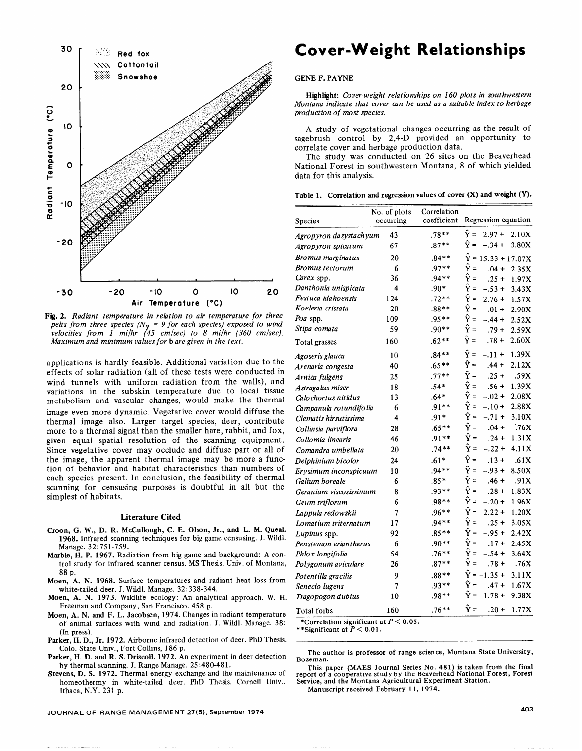30

Red fox

Cottontail

Snowshoe

20

10

0

-10

-20

-30 -20 -10 0 10 20

Radiant Temperature (°C)

Air Temperature (°C)

**Fig. 2.** *Radiant temperature in relation to air temperature for three pelts from three species ($N_y$ = 9 for each species) exposed to wind velocities from 1 mi/hr (45 cm/sec) to 8 mi/hr (360 cm/sec). Maximum and minimum values for* **b** *are given in the text.*

applications is hardly feasible. Additional variation due to the effects of solar radiation (all of these tests were conducted in wind tunnels with uniform radiation from the walls), and variations in the subskin temperature due to local tissue metabolism and vascular changes, would make the thermal image even more dynamic. Vegetative cover would diffuse the thermal image also. Larger target species, deer, contribute more to a thermal signal than the smaller hare, rabbit, and fox, given equal spatial resolution of the scanning equipment. Since vegetative cover may occlude and diffuse part or all of the image, the apparent thermal image may be more a function of behavior and habitat characteristics than numbers of each species present. In conclusion, the feasibility of thermal scanning for censusing purposes is doubtful in all but the simplest of habitats.

### Literature Cited

**Croon, G. W., D. R. McCullough, C. E. Olson, Jr., and L. M. Queal. 1968.** Infrared scanning techniques for big game censusing. J. Wildl. Manage. 32:751-759.

**Marble, H. P. 1967.** Radiation from big game and background: A control study for infrared scanner census. MS Thesis. Univ. of Montana, 88 p.

**Moen, A. N. 1968.** Surface temperatures and radiant heat loss from white-tailed deer. J. Wildl. Manage. 32:338-344.

**Moen, A. N. 1973.** Wildlife ecology: An analytical approach. W. H. Freeman and Company, San Francisco. 458 p.

**Moen, A. N. and F. L. Jacobsen, 1974.** Changes in radiant temperature of animal surfaces with wind and radiation. J. Wildl. Manage. 38: (In press).

**Parker, H. D., Jr. 1972.** Airborne infrared detection of deer. PhD Thesis. Colo. State Univ., Fort Collins, 186 p.

**Parker, H. D. and R. S. Driscoll. 1972.** An experiment in deer detection by thermal scanning. J. Range Manage. 25:480-481.

**Stevens, D. S. 1972.** Thermal energy exchange and the maintenance of homeothermy in white-tailed deer. PhD Thesis. Cornell Univ., Ithaca, N.Y. 231 p.

# Cover-Weight Relationships

**GENE F. PAYNE**

**Highlight:** *Cover-weight relationships on 160 plots in southwestern Montana indicate that cover can be used as a suitable index to herbage production of most species.*

A study of vegetational changes occurring as the result of sagebrush control by 2,4-D provided an opportunity to correlate cover and herbage production data.

The study was conducted on 26 sites on the Beaverhead National Forest in southwestern Montana, 8 of which yielded data for this analysis.

**Table 1. Correlation and regression values of cover (X) and weight (Y).**

| Species | No. of plots occurring | Correlation coefficient | Regression equation |
|---|---|---|---|
| *Agropyron dasystachyum* | 43 | .78** | $\hat{Y}$ = 2.97 + 2.10X |
| *Agropyron spicatum* | 67 | .87** | $\hat{Y}$ = −.34 + 3.80X |
| *Bromus marginatus* | 20 | .84** | $\hat{Y}$ = 15.33 + 17.07X |
| *Bromus tectorum* | 6 | .97** | $\hat{Y}$ = .04 + 2.35X |
| *Carex* spp. | 36 | .94** | $\hat{Y}$ = .25 + 1.97X |
| *Danthonia unispicata* | 4 | .90* | $\hat{Y}$ = −.53 + 3.43X |
| *Festuca idahoensis* | 124 | .72** | $\hat{Y}$ = 2.76 + 1.57X |
| *Koeleria cristata* | 20 | .88** | $\hat{Y}$ = −.01 + 2.90X |
| *Poa* spp. | 109 | .95** | $\hat{Y}$ = −.44 + 2.52X |
| *Stipa comata* | 59 | .90** | $\hat{Y}$ = .79 + 2.59X |
| Total grasses | 160 | .62** | $\hat{Y}$ = .78 + 2.60X |
| *Agoseris glauca* | 10 | .84** | $\hat{Y}$ = −.11 + 1.39X |
| *Arenaria congesta* | 40 | .65** | $\hat{Y}$ = .44 + 2.12X |
| *Arnica fulgens* | 25 | .77** | $\hat{Y}$ = .25 + .59X |
| *Astragalus miser* | 18 | .54* | $\hat{Y}$ = .56 + 1.39X |
| *Calochortus nitidus* | 13 | .64* | $\hat{Y}$ = −.02 + 2.08X |
| *Campanula rotundifolia* | 6 | .91** | $\hat{Y}$ = −.10 + 2.88X |
| *Clematis hirsutissima* | 4 | .91* | $\hat{Y}$ = −.71 + 3.10X |
| *Collinsia parviflora* | 28 | .65** | $\hat{Y}$ = .04 + .76X |
| *Collomia linearis* | 46 | .91** | $\hat{Y}$ = .24 + 1.31X |
| *Comandra umbellata* | 20 | .74** | $\hat{Y}$ = −.22 + 4.11X |
| *Delphinium bicolor* | 24 | .61* | $\hat{Y}$ = .13 + .61X |
| *Erysimum inconspicuum* | 10 | .94** | $\hat{Y}$ = −.93 + 8.50X |
| *Galium boreale* | 6 | .85* | $\hat{Y}$ = .46 + .91X |
| *Geranium viscosissimum* | 8 | .93** | $\hat{Y}$ = .28 + 1.83X |
| *Geum triflorum* | 6 | .98** | $\hat{Y}$ = −.20 + 1.96X |
| *Lappula redowskii* | 7 | .96** | $\hat{Y}$ = 2.22 + 1.20X |
| *Lomatium triternatum* | 17 | .94** | $\hat{Y}$ = .25 + 3.05X |
| *Lupinus* spp. | 92 | .85** | $\hat{Y}$ = −.95 + 2.42X |
| *Penstemon eriantherus* | 6 | .90** | $\hat{Y}$ = −.17 + 2.45X |
| *Phlox longifolia* | 54 | .76** | $\hat{Y}$ = −.54 + 3.64X |
| *Polygonum aviculare* | 26 | .87** | $\hat{Y}$ = .78 + .76X |
| *Potentilla gracilis* | 9 | .88** | $\hat{Y}$ = −1.35 + 3.11X |
| *Senecio lugens* | 7 | .93** | $\hat{Y}$ = .47 + 1.67X |
| *Tragopogon dubius* | 10 | .98** | $\hat{Y}$ = −1.78 + 9.38X |
| Total forbs | 160 | .76** | $\hat{Y}$ = .20 + 1.77X |

*Correlation significant at $P < 0.05$.
**Significant at $P < 0.01$.

The author is professor of range science, Montana State University, Bozeman.

This paper (MAES Journal Series No. 481) is taken from the final report of a cooperative study by the Beaverhead National Forest, Forest Service, and the Montana Agricultural Experiment Station.

Manuscript received February 11, 1974.